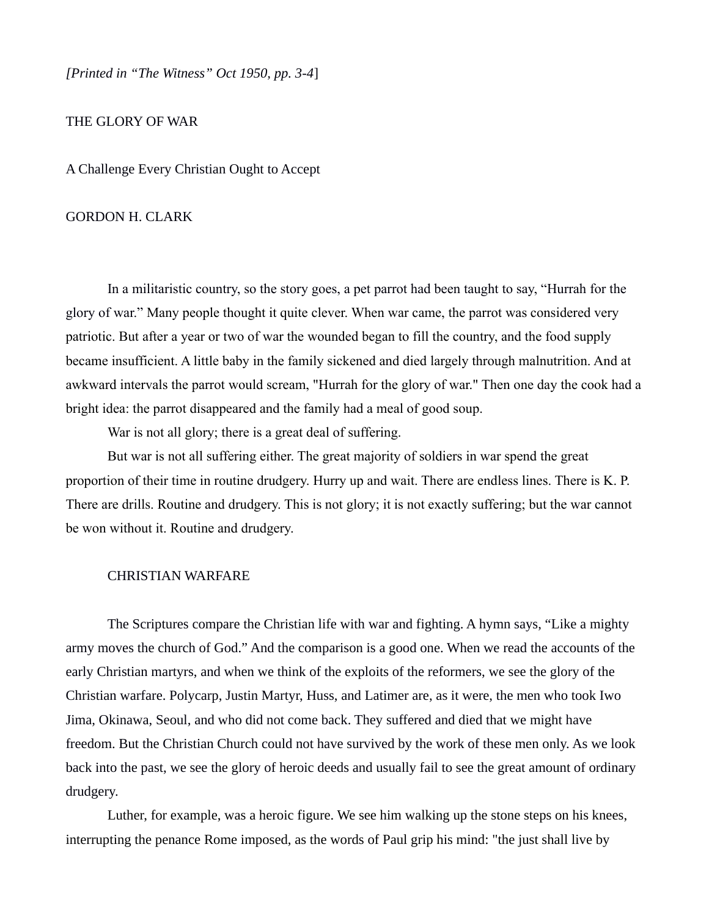*[Printed in "The Witness" Oct 1950, pp. 3-4*]

# THE GLORY OF WAR

## A Challenge Every Christian Ought to Accept

GORDON H. CLARK

In a militaristic country, so the story goes, a pet parrot had been taught to say, "Hurrah for the glory of war." Many people thought it quite clever. When war came, the parrot was considered very patriotic. But after a year or two of war the wounded began to fill the country, and the food supply became insufficient. A little baby in the family sickened and died largely through malnutrition. And at awkward intervals the parrot would scream, "Hurrah for the glory of war." Then one day the cook had a bright idea: the parrot disappeared and the family had a meal of good soup.

War is not all glory; there is a great deal of suffering.

But war is not all suffering either. The great majority of soldiers in war spend the great proportion of their time in routine drudgery. Hurry up and wait. There are endless lines. There is K. P. There are drills. Routine and drudgery. This is not glory; it is not exactly suffering; but the war cannot be won without it. Routine and drudgery.

## CHRISTIAN WARFARE

The Scriptures compare the Christian life with war and fighting. A hymn says, "Like a mighty army moves the church of God." And the comparison is a good one. When we read the accounts of the early Christian martyrs, and when we think of the exploits of the reformers, we see the glory of the Christian warfare. Polycarp, Justin Martyr, Huss, and Latimer are, as it were, the men who took Iwo Jima, Okinawa, Seoul, and who did not come back. They suffered and died that we might have freedom. But the Christian Church could not have survived by the work of these men only. As we look back into the past, we see the glory of heroic deeds and usually fail to see the great amount of ordinary drudgery.

Luther, for example, was a heroic figure. We see him walking up the stone steps on his knees, interrupting the penance Rome imposed, as the words of Paul grip his mind: "the just shall live by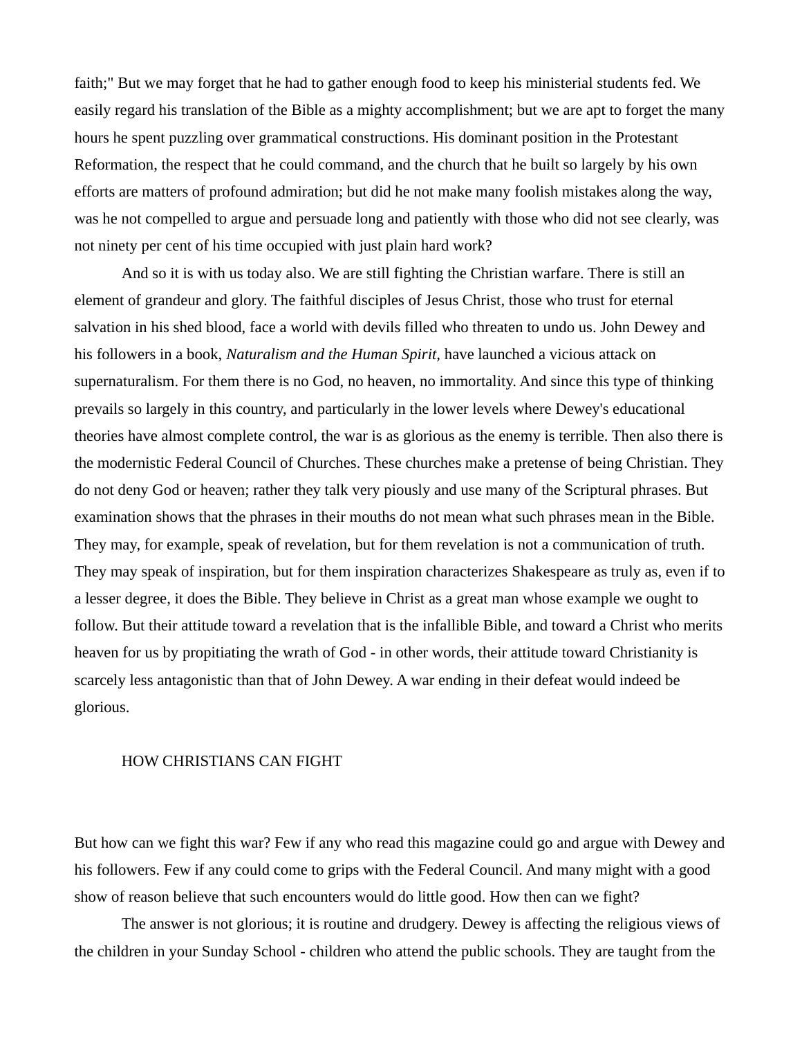faith;" But we may forget that he had to gather enough food to keep his ministerial students fed. We easily regard his translation of the Bible as a mighty accomplishment; but we are apt to forget the many hours he spent puzzling over grammatical constructions. His dominant position in the Protestant Reformation, the respect that he could command, and the church that he built so largely by his own efforts are matters of profound admiration; but did he not make many foolish mistakes along the way, was he not compelled to argue and persuade long and patiently with those who did not see clearly, was not ninety per cent of his time occupied with just plain hard work?

And so it is with us today also. We are still fighting the Christian warfare. There is still an element of grandeur and glory. The faithful disciples of Jesus Christ, those who trust for eternal salvation in his shed blood, face a world with devils filled who threaten to undo us. John Dewey and his followers in a book, *Naturalism and the Human Spirit,* have launched a vicious attack on supernaturalism. For them there is no God, no heaven, no immortality. And since this type of thinking prevails so largely in this country, and particularly in the lower levels where Dewey's educational theories have almost complete control, the war is as glorious as the enemy is terrible. Then also there is the modernistic Federal Council of Churches. These churches make a pretense of being Christian. They do not deny God or heaven; rather they talk very piously and use many of the Scriptural phrases. But examination shows that the phrases in their mouths do not mean what such phrases mean in the Bible. They may, for example, speak of revelation, but for them revelation is not a communication of truth. They may speak of inspiration, but for them inspiration characterizes Shakespeare as truly as, even if to a lesser degree, it does the Bible. They believe in Christ as a great man whose example we ought to follow. But their attitude toward a revelation that is the infallible Bible, and toward a Christ who merits heaven for us by propitiating the wrath of God - in other words, their attitude toward Christianity is scarcely less antagonistic than that of John Dewey. A war ending in their defeat would indeed be glorious.

## HOW CHRISTIANS CAN FIGHT

But how can we fight this war? Few if any who read this magazine could go and argue with Dewey and his followers. Few if any could come to grips with the Federal Council. And many might with a good show of reason believe that such encounters would do little good. How then can we fight?

The answer is not glorious; it is routine and drudgery. Dewey is affecting the religious views of the children in your Sunday School - children who attend the public schools. They are taught from the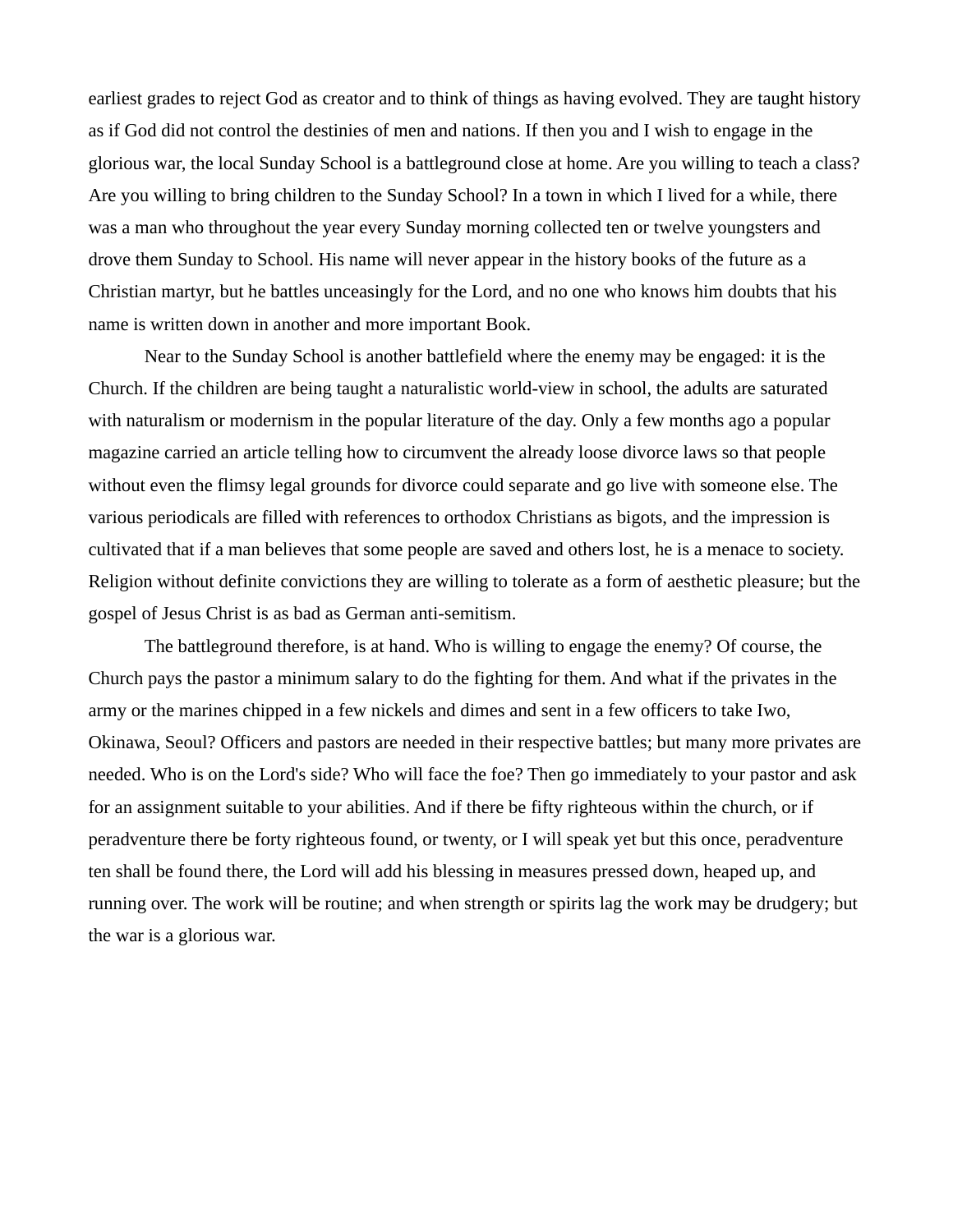earliest grades to reject God as creator and to think of things as having evolved. They are taught history as if God did not control the destinies of men and nations. If then you and I wish to engage in the glorious war, the local Sunday School is a battleground close at home. Are you willing to teach a class? Are you willing to bring children to the Sunday School? In a town in which I lived for a while, there was a man who throughout the year every Sunday morning collected ten or twelve youngsters and drove them Sunday to School. His name will never appear in the history books of the future as a Christian martyr, but he battles unceasingly for the Lord, and no one who knows him doubts that his name is written down in another and more important Book.

Near to the Sunday School is another battlefield where the enemy may be engaged: it is the Church. If the children are being taught a naturalistic world-view in school, the adults are saturated with naturalism or modernism in the popular literature of the day. Only a few months ago a popular magazine carried an article telling how to circumvent the already loose divorce laws so that people without even the flimsy legal grounds for divorce could separate and go live with someone else. The various periodicals are filled with references to orthodox Christians as bigots, and the impression is cultivated that if a man believes that some people are saved and others lost, he is a menace to society. Religion without definite convictions they are willing to tolerate as a form of aesthetic pleasure; but the gospel of Jesus Christ is as bad as German anti-semitism.

The battleground therefore, is at hand. Who is willing to engage the enemy? Of course, the Church pays the pastor a minimum salary to do the fighting for them. And what if the privates in the army or the marines chipped in a few nickels and dimes and sent in a few officers to take Iwo, Okinawa, Seoul? Officers and pastors are needed in their respective battles; but many more privates are needed. Who is on the Lord's side? Who will face the foe? Then go immediately to your pastor and ask for an assignment suitable to your abilities. And if there be fifty righteous within the church, or if peradventure there be forty righteous found, or twenty, or I will speak yet but this once, peradventure ten shall be found there, the Lord will add his blessing in measures pressed down, heaped up, and running over. The work will be routine; and when strength or spirits lag the work may be drudgery; but the war is a glorious war.